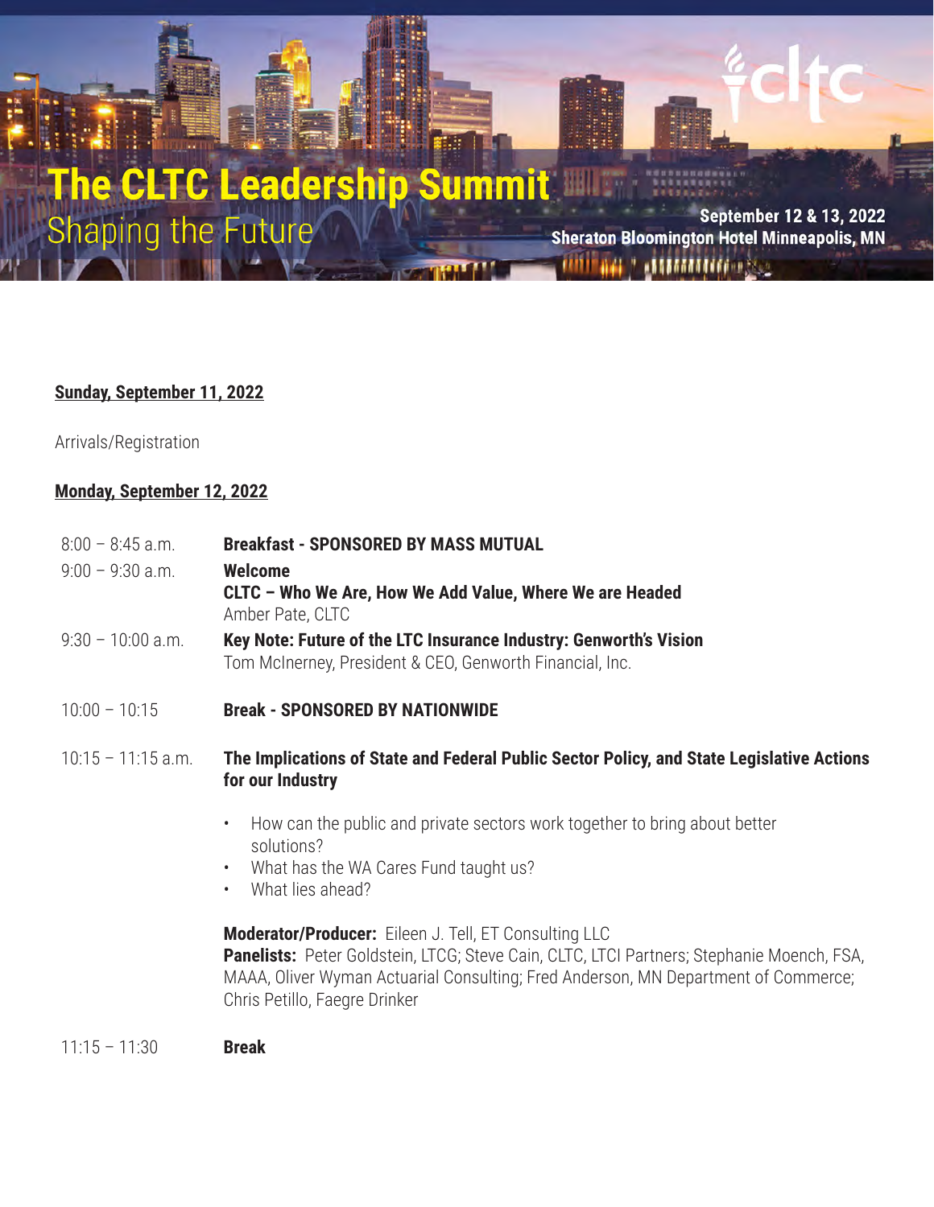# The CLTC Leadership Summit

## Shaping the Future

**September 12 & 13, 2022**
**Sheraton Bloomington Hotel Minneapolis, MN**

**Sunday, September 11, 2022**

Arrivals/Registration

**Monday, September 12, 2022**

8:00 – 8:45 a.m. **Breakfast - SPONSORED BY MASS MUTUAL**

9:00 – 9:30 a.m. **Welcome**
**CLTC – Who We Are, How We Add Value, Where We are Headed**
Amber Pate, CLTC

9:30 – 10:00 a.m. **Key Note: Future of the LTC Insurance Industry: Genworth's Vision**
Tom McInerney, President & CEO, Genworth Financial, Inc.

10:00 – 10:15 **Break - SPONSORED BY NATIONWIDE**

10:15 – 11:15 a.m. **The Implications of State and Federal Public Sector Policy, and State Legislative Actions for our Industry**

- How can the public and private sectors work together to bring about better solutions?
- What has the WA Cares Fund taught us?
- What lies ahead?

**Moderator/Producer:** Eileen J. Tell, ET Consulting LLC
**Panelists:** Peter Goldstein, LTCG; Steve Cain, CLTC, LTCI Partners; Stephanie Moench, FSA, MAAA, Oliver Wyman Actuarial Consulting; Fred Anderson, MN Department of Commerce; Chris Petillo, Faegre Drinker

11:15 – 11:30 **Break**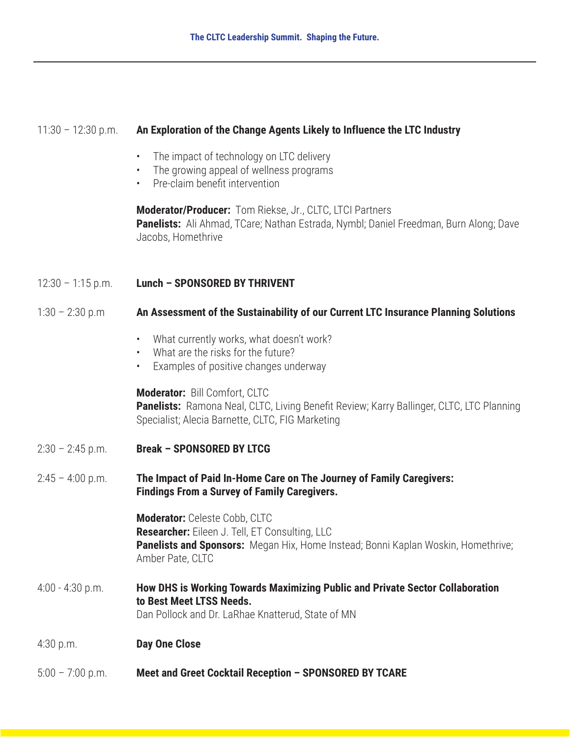11:30 – 12:30 p.m. **An Exploration of the Change Agents Likely to Influence the LTC Industry**

- The impact of technology on LTC delivery
- The growing appeal of wellness programs
- Pre-claim benefit intervention

**Moderator/Producer:** Tom Riekse, Jr., CLTC, LTCI Partners
**Panelists:** Ali Ahmad, TCare; Nathan Estrada, Nymbl; Daniel Freedman, Burn Along; Dave Jacobs, Homethrive

12:30 – 1:15 p.m. **Lunch – SPONSORED BY THRIVENT**

1:30 – 2:30 p.m **An Assessment of the Sustainability of our Current LTC Insurance Planning Solutions**

- What currently works, what doesn't work?
- What are the risks for the future?
- Examples of positive changes underway

**Moderator:** Bill Comfort, CLTC
**Panelists:** Ramona Neal, CLTC, Living Benefit Review; Karry Ballinger, CLTC, LTC Planning Specialist; Alecia Barnette, CLTC, FIG Marketing

2:30 – 2:45 p.m. **Break – SPONSORED BY LTCG**

2:45 – 4:00 p.m. **The Impact of Paid In-Home Care on The Journey of Family Caregivers: Findings From a Survey of Family Caregivers.**

**Moderator:** Celeste Cobb, CLTC
**Researcher:** Eileen J. Tell, ET Consulting, LLC
**Panelists and Sponsors:** Megan Hix, Home Instead; Bonni Kaplan Woskin, Homethrive; Amber Pate, CLTC

4:00 - 4:30 p.m. **How DHS is Working Towards Maximizing Public and Private Sector Collaboration to Best Meet LTSS Needs.**
Dan Pollock and Dr. LaRhae Knatterud, State of MN

4:30 p.m. **Day One Close**

5:00 – 7:00 p.m. **Meet and Greet Cocktail Reception – SPONSORED BY TCARE**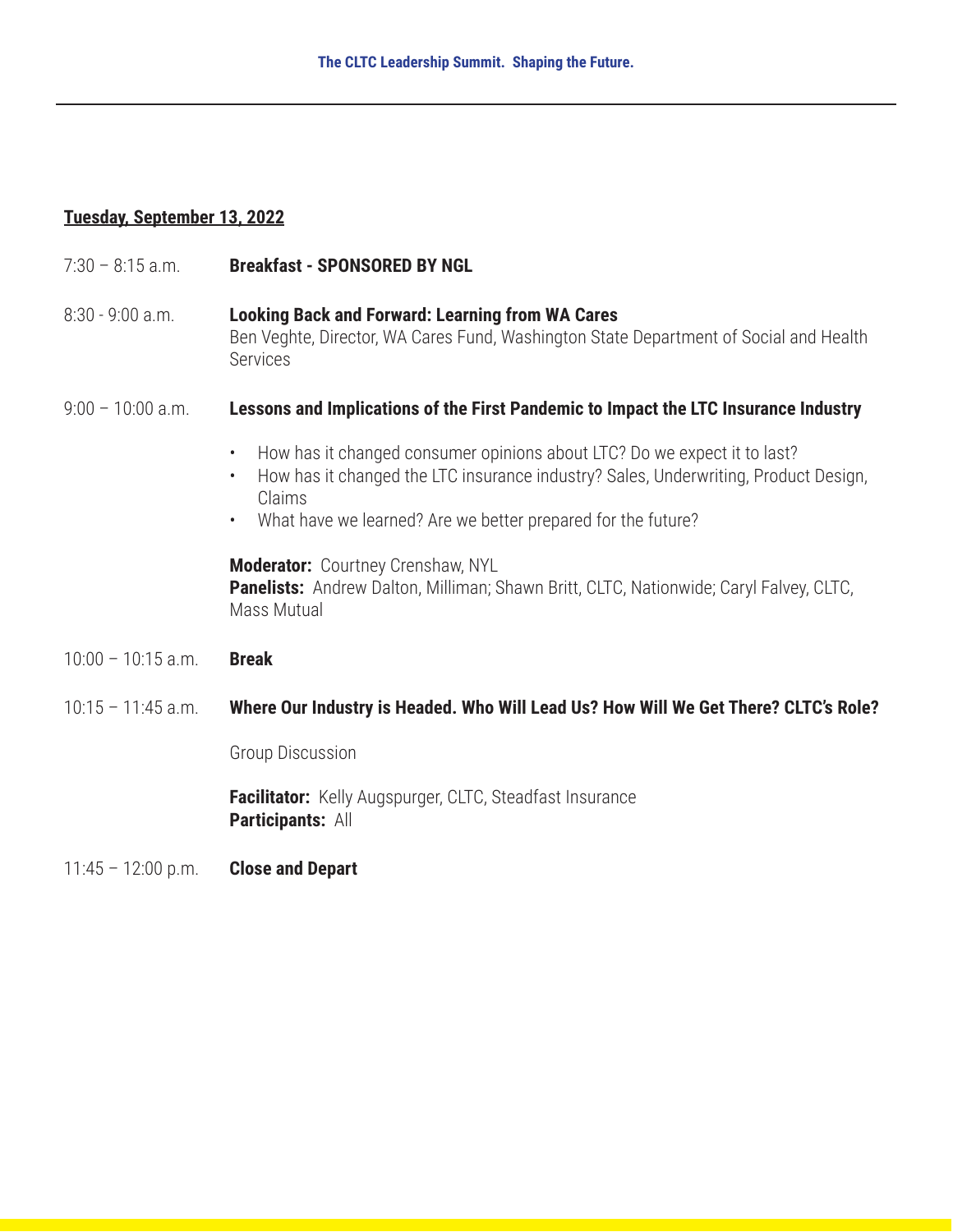**Tuesday, September 13, 2022**

7:30 – 8:15 a.m. **Breakfast - SPONSORED BY NGL**

8:30 - 9:00 a.m. **Looking Back and Forward: Learning from WA Cares**
Ben Veghte, Director, WA Cares Fund, Washington State Department of Social and Health Services

9:00 – 10:00 a.m. **Lessons and Implications of the First Pandemic to Impact the LTC Insurance Industry**

- How has it changed consumer opinions about LTC? Do we expect it to last?
- How has it changed the LTC insurance industry? Sales, Underwriting, Product Design, Claims
- What have we learned? Are we better prepared for the future?

**Moderator:** Courtney Crenshaw, NYL
**Panelists:** Andrew Dalton, Milliman; Shawn Britt, CLTC, Nationwide; Caryl Falvey, CLTC, Mass Mutual

10:00 – 10:15 a.m. **Break**

10:15 – 11:45 a.m. **Where Our Industry is Headed. Who Will Lead Us? How Will We Get There? CLTC's Role?**

Group Discussion

**Facilitator:** Kelly Augspurger, CLTC, Steadfast Insurance
**Participants:** All

11:45 – 12:00 p.m. **Close and Depart**